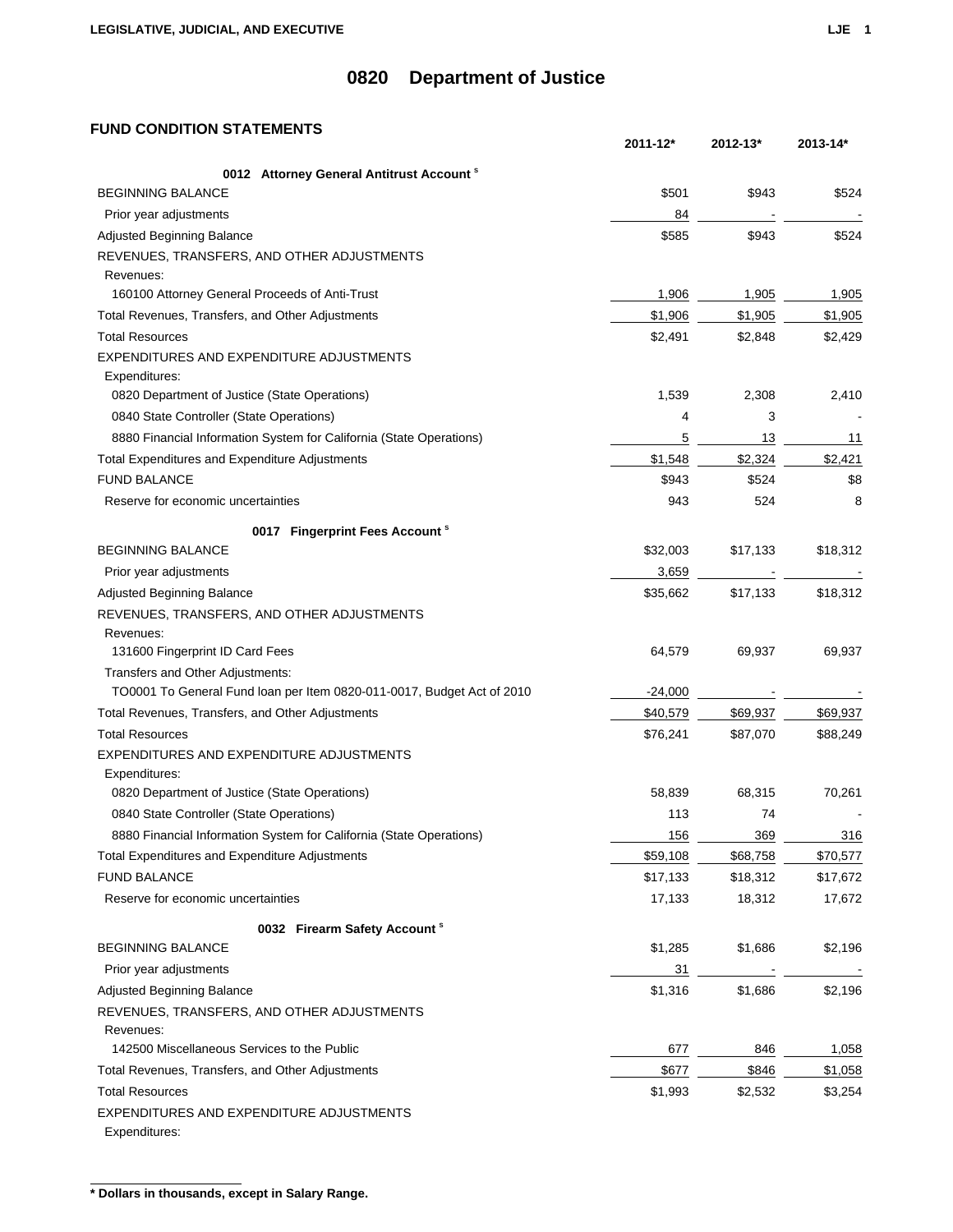# 0820 Department of Justice

## FUND CONDITION STATEMENTS

| | 2011-12* | 2012-13* | 2013-14* |
|---|---|---|---|
| **0012 Attorney General Antitrust Account [s]** | | | |
| BEGINNING BALANCE | $501 | $943 | $524 |
| Prior year adjustments | 84 | - | - |
| Adjusted Beginning Balance | $585 | $943 | $524 |
| REVENUES, TRANSFERS, AND OTHER ADJUSTMENTS | | | |
| Revenues: | | | |
| 160100 Attorney General Proceeds of Anti-Trust | 1,906 | 1,905 | 1,905 |
| Total Revenues, Transfers, and Other Adjustments | $1,906 | $1,905 | $1,905 |
| Total Resources | $2,491 | $2,848 | $2,429 |
| EXPENDITURES AND EXPENDITURE ADJUSTMENTS | | | |
| Expenditures: | | | |
| 0820 Department of Justice (State Operations) | 1,539 | 2,308 | 2,410 |
| 0840 State Controller (State Operations) | 4 | 3 | - |
| 8880 Financial Information System for California (State Operations) | 5 | 13 | 11 |
| Total Expenditures and Expenditure Adjustments | $1,548 | $2,324 | $2,421 |
| FUND BALANCE | $943 | $524 | $8 |
| Reserve for economic uncertainties | 943 | 524 | 8 |
| **0017 Fingerprint Fees Account [s]** | | | |
| BEGINNING BALANCE | $32,003 | $17,133 | $18,312 |
| Prior year adjustments | 3,659 | - | - |
| Adjusted Beginning Balance | $35,662 | $17,133 | $18,312 |
| REVENUES, TRANSFERS, AND OTHER ADJUSTMENTS | | | |
| Revenues: | | | |
| 131600 Fingerprint ID Card Fees | 64,579 | 69,937 | 69,937 |
| Transfers and Other Adjustments: | | | |
| TO0001 To General Fund loan per Item 0820-011-0017, Budget Act of 2010 | -24,000 | - | - |
| Total Revenues, Transfers, and Other Adjustments | $40,579 | $69,937 | $69,937 |
| Total Resources | $76,241 | $87,070 | $88,249 |
| EXPENDITURES AND EXPENDITURE ADJUSTMENTS | | | |
| Expenditures: | | | |
| 0820 Department of Justice (State Operations) | 58,839 | 68,315 | 70,261 |
| 0840 State Controller (State Operations) | 113 | 74 | - |
| 8880 Financial Information System for California (State Operations) | 156 | 369 | 316 |
| Total Expenditures and Expenditure Adjustments | $59,108 | $68,758 | $70,577 |
| FUND BALANCE | $17,133 | $18,312 | $17,672 |
| Reserve for economic uncertainties | 17,133 | 18,312 | 17,672 |
| **0032 Firearm Safety Account [s]** | | | |
| BEGINNING BALANCE | $1,285 | $1,686 | $2,196 |
| Prior year adjustments | 31 | - | - |
| Adjusted Beginning Balance | $1,316 | $1,686 | $2,196 |
| REVENUES, TRANSFERS, AND OTHER ADJUSTMENTS | | | |
| Revenues: | | | |
| 142500 Miscellaneous Services to the Public | 677 | 846 | 1,058 |
| Total Revenues, Transfers, and Other Adjustments | $677 | $846 | $1,058 |
| Total Resources | $1,993 | $2,532 | $3,254 |
| EXPENDITURES AND EXPENDITURE ADJUSTMENTS | | | |
| Expenditures: | | | |

**\* Dollars in thousands, except in Salary Range.**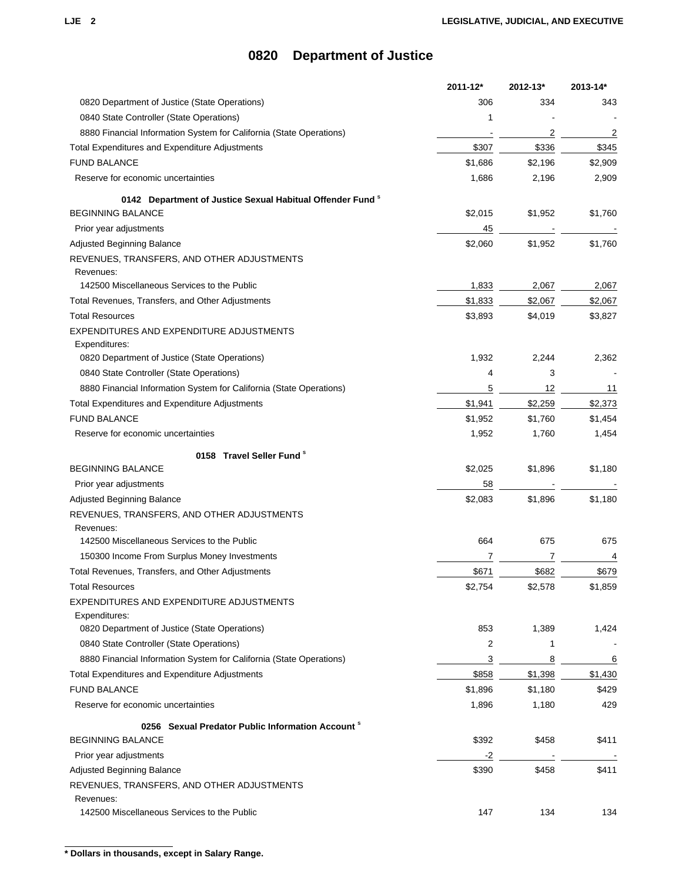# 0820 Department of Justice

| | 2011-12* | 2012-13* | 2013-14* |
|---|---|---|---|
| 0820 Department of Justice (State Operations) | 306 | 334 | 343 |
| 0840 State Controller (State Operations) | 1 | - | - |
| 8880 Financial Information System for California (State Operations) | - | 2 | 2 |
| Total Expenditures and Expenditure Adjustments | $307 | $336 | $345 |
| FUND BALANCE | $1,686 | $2,196 | $2,909 |
| Reserve for economic uncertainties | 1,686 | 2,196 | 2,909 |
| **0142 Department of Justice Sexual Habitual Offender Fund** [s] | | | |
| BEGINNING BALANCE | $2,015 | $1,952 | $1,760 |
| Prior year adjustments | 45 | - | - |
| Adjusted Beginning Balance | $2,060 | $1,952 | $1,760 |
| REVENUES, TRANSFERS, AND OTHER ADJUSTMENTS | | | |
| Revenues: | | | |
| 142500 Miscellaneous Services to the Public | 1,833 | 2,067 | 2,067 |
| Total Revenues, Transfers, and Other Adjustments | $1,833 | $2,067 | $2,067 |
| Total Resources | $3,893 | $4,019 | $3,827 |
| EXPENDITURES AND EXPENDITURE ADJUSTMENTS | | | |
| Expenditures: | | | |
| 0820 Department of Justice (State Operations) | 1,932 | 2,244 | 2,362 |
| 0840 State Controller (State Operations) | 4 | 3 | - |
| 8880 Financial Information System for California (State Operations) | 5 | 12 | 11 |
| Total Expenditures and Expenditure Adjustments | $1,941 | $2,259 | $2,373 |
| FUND BALANCE | $1,952 | $1,760 | $1,454 |
| Reserve for economic uncertainties | 1,952 | 1,760 | 1,454 |
| **0158 Travel Seller Fund** [s] | | | |
| BEGINNING BALANCE | $2,025 | $1,896 | $1,180 |
| Prior year adjustments | 58 | - | - |
| Adjusted Beginning Balance | $2,083 | $1,896 | $1,180 |
| REVENUES, TRANSFERS, AND OTHER ADJUSTMENTS | | | |
| Revenues: | | | |
| 142500 Miscellaneous Services to the Public | 664 | 675 | 675 |
| 150300 Income From Surplus Money Investments | 7 | 7 | 4 |
| Total Revenues, Transfers, and Other Adjustments | $671 | $682 | $679 |
| Total Resources | $2,754 | $2,578 | $1,859 |
| EXPENDITURES AND EXPENDITURE ADJUSTMENTS | | | |
| Expenditures: | | | |
| 0820 Department of Justice (State Operations) | 853 | 1,389 | 1,424 |
| 0840 State Controller (State Operations) | 2 | 1 | - |
| 8880 Financial Information System for California (State Operations) | 3 | 8 | 6 |
| Total Expenditures and Expenditure Adjustments | $858 | $1,398 | $1,430 |
| FUND BALANCE | $1,896 | $1,180 | $429 |
| Reserve for economic uncertainties | 1,896 | 1,180 | 429 |
| **0256 Sexual Predator Public Information Account** [s] | | | |
| BEGINNING BALANCE | $392 | $458 | $411 |
| Prior year adjustments | -2 | - | - |
| Adjusted Beginning Balance | $390 | $458 | $411 |
| REVENUES, TRANSFERS, AND OTHER ADJUSTMENTS | | | |
| Revenues: | | | |
| 142500 Miscellaneous Services to the Public | 147 | 134 | 134 |

**\* Dollars in thousands, except in Salary Range.**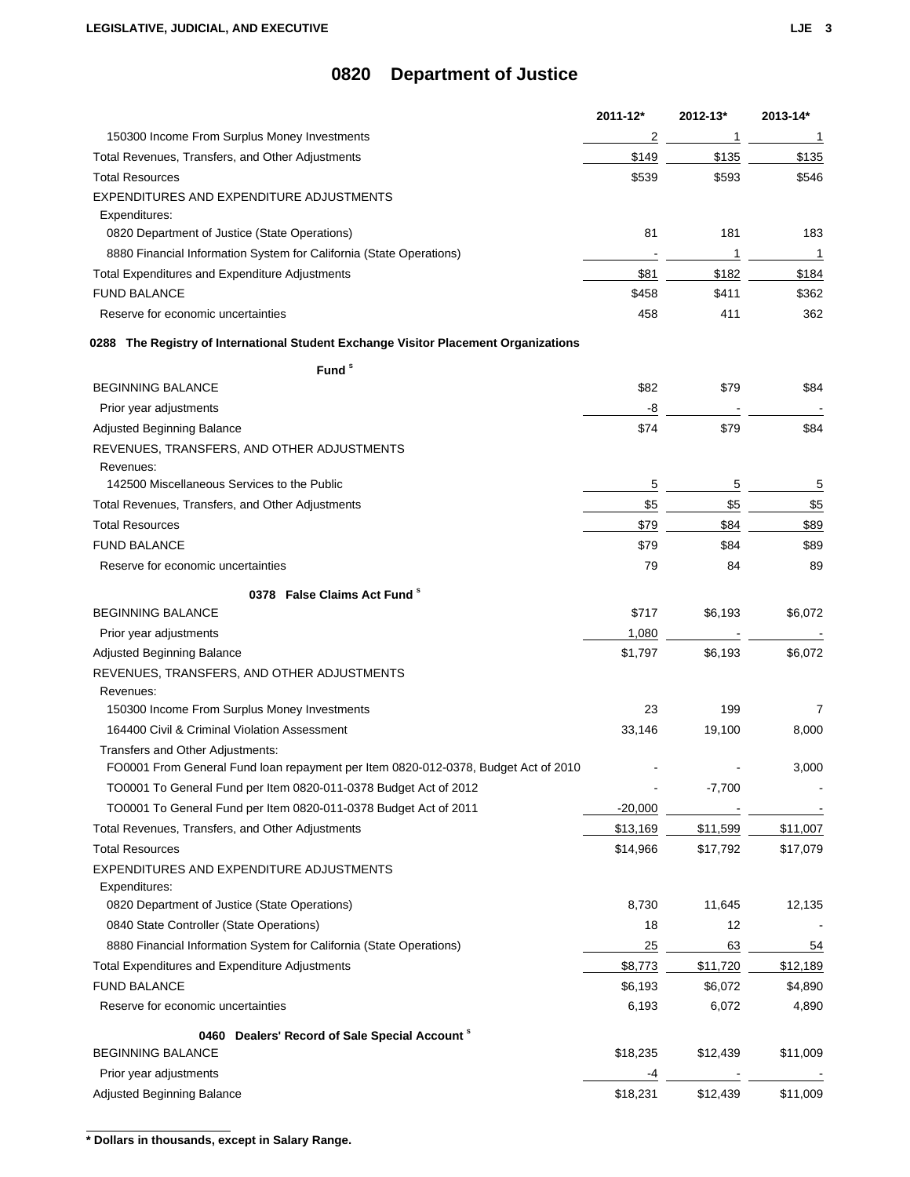# 0820 Department of Justice

| | 2011-12* | 2012-13* | 2013-14* |
|---|---|---|---|
| 150300 Income From Surplus Money Investments | 2 | 1 | 1 |
| Total Revenues, Transfers, and Other Adjustments | $149 | $135 | $135 |
| Total Resources | $539 | $593 | $546 |
| EXPENDITURES AND EXPENDITURE ADJUSTMENTS | | | |
| Expenditures: | | | |
| 0820 Department of Justice (State Operations) | 81 | 181 | 183 |
| 8880 Financial Information System for California (State Operations) | - | 1 | 1 |
| Total Expenditures and Expenditure Adjustments | $81 | $182 | $184 |
| FUND BALANCE | $458 | $411 | $362 |
| Reserve for economic uncertainties | 458 | 411 | 362 |

**0288 The Registry of International Student Exchange Visitor Placement Organizations Fund** [s]

| | 2011-12* | 2012-13* | 2013-14* |
|---|---|---|---|
| BEGINNING BALANCE | $82 | $79 | $84 |
| Prior year adjustments | -8 | - | - |
| Adjusted Beginning Balance | $74 | $79 | $84 |
| REVENUES, TRANSFERS, AND OTHER ADJUSTMENTS | | | |
| Revenues: | | | |
| 142500 Miscellaneous Services to the Public | 5 | 5 | 5 |
| Total Revenues, Transfers, and Other Adjustments | $5 | $5 | $5 |
| Total Resources | $79 | $84 | $89 |
| FUND BALANCE | $79 | $84 | $89 |
| Reserve for economic uncertainties | 79 | 84 | 89 |

**0378 False Claims Act Fund** [s]

| | 2011-12* | 2012-13* | 2013-14* |
|---|---|---|---|
| BEGINNING BALANCE | $717 | $6,193 | $6,072 |
| Prior year adjustments | 1,080 | - | - |
| Adjusted Beginning Balance | $1,797 | $6,193 | $6,072 |
| REVENUES, TRANSFERS, AND OTHER ADJUSTMENTS | | | |
| Revenues: | | | |
| 150300 Income From Surplus Money Investments | 23 | 199 | 7 |
| 164400 Civil & Criminal Violation Assessment | 33,146 | 19,100 | 8,000 |
| Transfers and Other Adjustments: | | | |
| FO0001 From General Fund loan repayment per Item 0820-012-0378, Budget Act of 2010 | - | - | 3,000 |
| TO0001 To General Fund per Item 0820-011-0378 Budget Act of 2012 | - | -7,700 | - |
| TO0001 To General Fund per Item 0820-011-0378 Budget Act of 2011 | -20,000 | - | - |
| Total Revenues, Transfers, and Other Adjustments | $13,169 | $11,599 | $11,007 |
| Total Resources | $14,966 | $17,792 | $17,079 |
| EXPENDITURES AND EXPENDITURE ADJUSTMENTS | | | |
| Expenditures: | | | |
| 0820 Department of Justice (State Operations) | 8,730 | 11,645 | 12,135 |
| 0840 State Controller (State Operations) | 18 | 12 | - |
| 8880 Financial Information System for California (State Operations) | 25 | 63 | 54 |
| Total Expenditures and Expenditure Adjustments | $8,773 | $11,720 | $12,189 |
| FUND BALANCE | $6,193 | $6,072 | $4,890 |
| Reserve for economic uncertainties | 6,193 | 6,072 | 4,890 |

**0460 Dealers' Record of Sale Special Account** [s]

| | 2011-12* | 2012-13* | 2013-14* |
|---|---|---|---|
| BEGINNING BALANCE | $18,235 | $12,439 | $11,009 |
| Prior year adjustments | -4 | - | - |
| Adjusted Beginning Balance | $18,231 | $12,439 | $11,009 |

**\* Dollars in thousands, except in Salary Range.**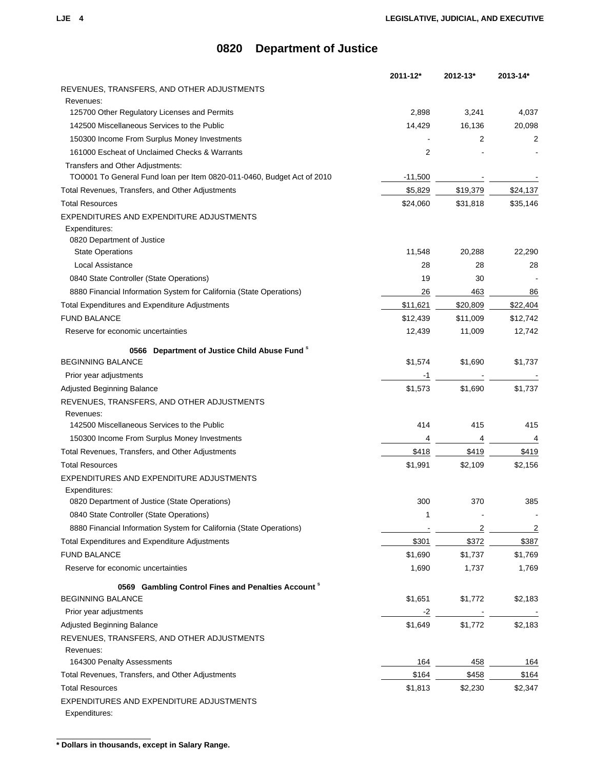# 0820 Department of Justice

| | 2011-12* | 2012-13* | 2013-14* |
|---|---|---|---|
| REVENUES, TRANSFERS, AND OTHER ADJUSTMENTS | | | |
| Revenues: | | | |
| 125700 Other Regulatory Licenses and Permits | 2,898 | 3,241 | 4,037 |
| 142500 Miscellaneous Services to the Public | 14,429 | 16,136 | 20,098 |
| 150300 Income From Surplus Money Investments | - | 2 | 2 |
| 161000 Escheat of Unclaimed Checks & Warrants | 2 | - | - |
| Transfers and Other Adjustments: | | | |
| TO0001 To General Fund loan per Item 0820-011-0460, Budget Act of 2010 | -11,500 | - | - |
| Total Revenues, Transfers, and Other Adjustments | $5,829 | $19,379 | $24,137 |
| Total Resources | $24,060 | $31,818 | $35,146 |
| EXPENDITURES AND EXPENDITURE ADJUSTMENTS | | | |
| Expenditures: | | | |
| 0820 Department of Justice | | | |
| State Operations | 11,548 | 20,288 | 22,290 |
| Local Assistance | 28 | 28 | 28 |
| 0840 State Controller (State Operations) | 19 | 30 | - |
| 8880 Financial Information System for California (State Operations) | 26 | 463 | 86 |
| Total Expenditures and Expenditure Adjustments | $11,621 | $20,809 | $22,404 |
| FUND BALANCE | $12,439 | $11,009 | $12,742 |
| Reserve for economic uncertainties | 12,439 | 11,009 | 12,742 |
| **0566 Department of Justice Child Abuse Fund [s]** | | | |
| BEGINNING BALANCE | $1,574 | $1,690 | $1,737 |
| Prior year adjustments | -1 | - | - |
| Adjusted Beginning Balance | $1,573 | $1,690 | $1,737 |
| REVENUES, TRANSFERS, AND OTHER ADJUSTMENTS | | | |
| Revenues: | | | |
| 142500 Miscellaneous Services to the Public | 414 | 415 | 415 |
| 150300 Income From Surplus Money Investments | 4 | 4 | 4 |
| Total Revenues, Transfers, and Other Adjustments | $418 | $419 | $419 |
| Total Resources | $1,991 | $2,109 | $2,156 |
| EXPENDITURES AND EXPENDITURE ADJUSTMENTS | | | |
| Expenditures: | | | |
| 0820 Department of Justice (State Operations) | 300 | 370 | 385 |
| 0840 State Controller (State Operations) | 1 | - | - |
| 8880 Financial Information System for California (State Operations) | - | 2 | 2 |
| Total Expenditures and Expenditure Adjustments | $301 | $372 | $387 |
| FUND BALANCE | $1,690 | $1,737 | $1,769 |
| Reserve for economic uncertainties | 1,690 | 1,737 | 1,769 |
| **0569 Gambling Control Fines and Penalties Account [s]** | | | |
| BEGINNING BALANCE | $1,651 | $1,772 | $2,183 |
| Prior year adjustments | -2 | - | - |
| Adjusted Beginning Balance | $1,649 | $1,772 | $2,183 |
| REVENUES, TRANSFERS, AND OTHER ADJUSTMENTS | | | |
| Revenues: | | | |
| 164300 Penalty Assessments | 164 | 458 | 164 |
| Total Revenues, Transfers, and Other Adjustments | $164 | $458 | $164 |
| Total Resources | $1,813 | $2,230 | $2,347 |
| EXPENDITURES AND EXPENDITURE ADJUSTMENTS | | | |
| Expenditures: | | | |

**\* Dollars in thousands, except in Salary Range.**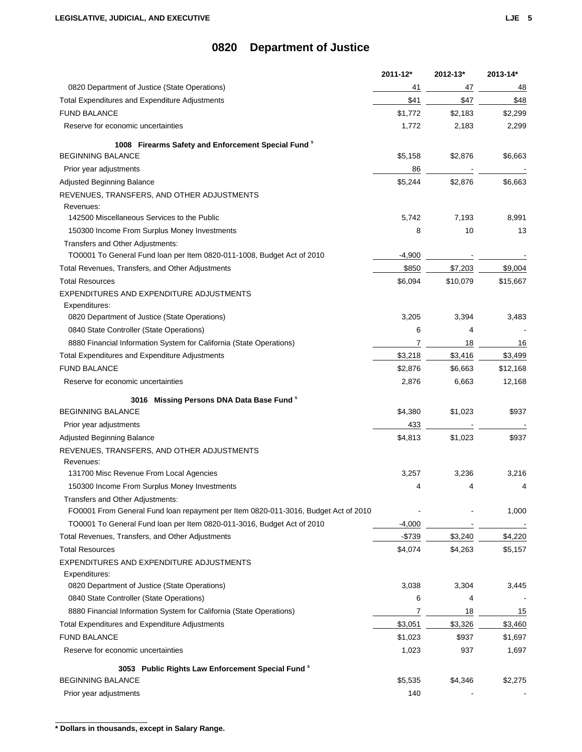# 0820 Department of Justice

| | 2011-12* | 2012-13* | 2013-14* |
|---|---|---|---|
| 0820 Department of Justice (State Operations) | 41 | 47 | 48 |
| Total Expenditures and Expenditure Adjustments | $41 | $47 | $48 |
| FUND BALANCE | $1,772 | $2,183 | $2,299 |
| Reserve for economic uncertainties | 1,772 | 2,183 | 2,299 |
| **1008 Firearms Safety and Enforcement Special Fund** [s] | | | |
| BEGINNING BALANCE | $5,158 | $2,876 | $6,663 |
| Prior year adjustments | 86 | - | - |
| Adjusted Beginning Balance | $5,244 | $2,876 | $6,663 |
| REVENUES, TRANSFERS, AND OTHER ADJUSTMENTS | | | |
| Revenues: | | | |
| 142500 Miscellaneous Services to the Public | 5,742 | 7,193 | 8,991 |
| 150300 Income From Surplus Money Investments | 8 | 10 | 13 |
| Transfers and Other Adjustments: | | | |
| TO0001 To General Fund loan per Item 0820-011-1008, Budget Act of 2010 | -4,900 | - | - |
| Total Revenues, Transfers, and Other Adjustments | $850 | $7,203 | $9,004 |
| Total Resources | $6,094 | $10,079 | $15,667 |
| EXPENDITURES AND EXPENDITURE ADJUSTMENTS | | | |
| Expenditures: | | | |
| 0820 Department of Justice (State Operations) | 3,205 | 3,394 | 3,483 |
| 0840 State Controller (State Operations) | 6 | 4 | - |
| 8880 Financial Information System for California (State Operations) | 7 | 18 | 16 |
| Total Expenditures and Expenditure Adjustments | $3,218 | $3,416 | $3,499 |
| FUND BALANCE | $2,876 | $6,663 | $12,168 |
| Reserve for economic uncertainties | 2,876 | 6,663 | 12,168 |
| **3016 Missing Persons DNA Data Base Fund** [s] | | | |
| BEGINNING BALANCE | $4,380 | $1,023 | $937 |
| Prior year adjustments | 433 | - | - |
| Adjusted Beginning Balance | $4,813 | $1,023 | $937 |
| REVENUES, TRANSFERS, AND OTHER ADJUSTMENTS | | | |
| Revenues: | | | |
| 131700 Misc Revenue From Local Agencies | 3,257 | 3,236 | 3,216 |
| 150300 Income From Surplus Money Investments | 4 | 4 | 4 |
| Transfers and Other Adjustments: | | | |
| FO0001 From General Fund loan repayment per Item 0820-011-3016, Budget Act of 2010 | - | - | 1,000 |
| TO0001 To General Fund loan per Item 0820-011-3016, Budget Act of 2010 | -4,000 | - | - |
| Total Revenues, Transfers, and Other Adjustments | -$739 | $3,240 | $4,220 |
| Total Resources | $4,074 | $4,263 | $5,157 |
| EXPENDITURES AND EXPENDITURE ADJUSTMENTS | | | |
| Expenditures: | | | |
| 0820 Department of Justice (State Operations) | 3,038 | 3,304 | 3,445 |
| 0840 State Controller (State Operations) | 6 | 4 | - |
| 8880 Financial Information System for California (State Operations) | 7 | 18 | 15 |
| Total Expenditures and Expenditure Adjustments | $3,051 | $3,326 | $3,460 |
| FUND BALANCE | $1,023 | $937 | $1,697 |
| Reserve for economic uncertainties | 1,023 | 937 | 1,697 |
| **3053 Public Rights Law Enforcement Special Fund** [s] | | | |
| BEGINNING BALANCE | $5,535 | $4,346 | $2,275 |
| Prior year adjustments | 140 | - | - |

**\* Dollars in thousands, except in Salary Range.**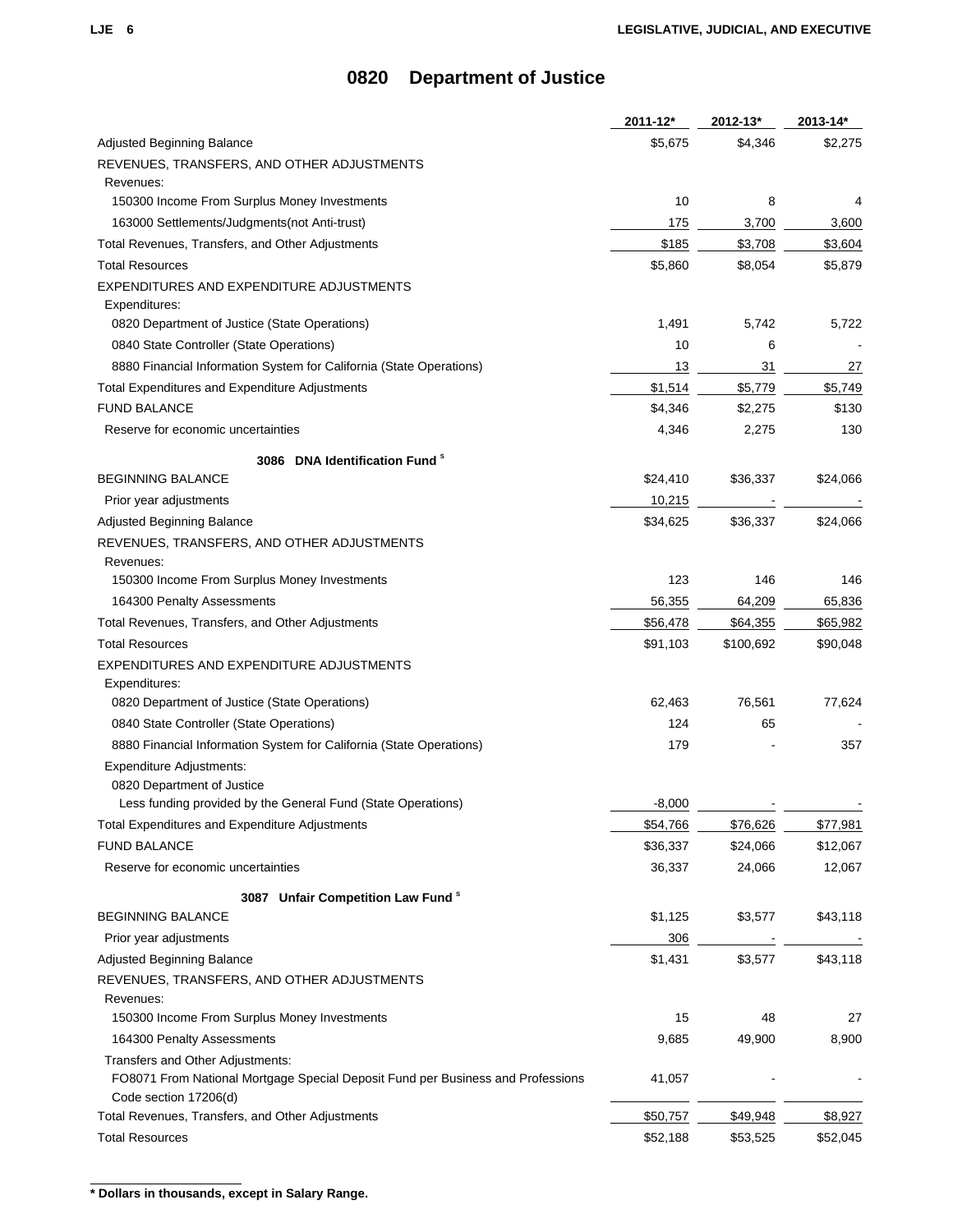# 0820 Department of Justice

| | 2011-12* | 2012-13* | 2013-14* |
|---|---|---|---|
| Adjusted Beginning Balance | $5,675 | $4,346 | $2,275 |
| REVENUES, TRANSFERS, AND OTHER ADJUSTMENTS | | | |
| Revenues: | | | |
| 150300 Income From Surplus Money Investments | 10 | 8 | 4 |
| 163000 Settlements/Judgments(not Anti-trust) | 175 | 3,700 | 3,600 |
| Total Revenues, Transfers, and Other Adjustments | $185 | $3,708 | $3,604 |
| Total Resources | $5,860 | $8,054 | $5,879 |
| EXPENDITURES AND EXPENDITURE ADJUSTMENTS | | | |
| Expenditures: | | | |
| 0820 Department of Justice (State Operations) | 1,491 | 5,742 | 5,722 |
| 0840 State Controller (State Operations) | 10 | 6 | - |
| 8880 Financial Information System for California (State Operations) | 13 | 31 | 27 |
| Total Expenditures and Expenditure Adjustments | $1,514 | $5,779 | $5,749 |
| FUND BALANCE | $4,346 | $2,275 | $130 |
| Reserve for economic uncertainties | 4,346 | 2,275 | 130 |
| **3086 DNA Identification Fund [s]** | | | |
| BEGINNING BALANCE | $24,410 | $36,337 | $24,066 |
| Prior year adjustments | 10,215 | - | - |
| Adjusted Beginning Balance | $34,625 | $36,337 | $24,066 |
| REVENUES, TRANSFERS, AND OTHER ADJUSTMENTS | | | |
| Revenues: | | | |
| 150300 Income From Surplus Money Investments | 123 | 146 | 146 |
| 164300 Penalty Assessments | 56,355 | 64,209 | 65,836 |
| Total Revenues, Transfers, and Other Adjustments | $56,478 | $64,355 | $65,982 |
| Total Resources | $91,103 | $100,692 | $90,048 |
| EXPENDITURES AND EXPENDITURE ADJUSTMENTS | | | |
| Expenditures: | | | |
| 0820 Department of Justice (State Operations) | 62,463 | 76,561 | 77,624 |
| 0840 State Controller (State Operations) | 124 | 65 | - |
| 8880 Financial Information System for California (State Operations) | 179 | - | 357 |
| Expenditure Adjustments: | | | |
| 0820 Department of Justice | | | |
| Less funding provided by the General Fund (State Operations) | -8,000 | - | - |
| Total Expenditures and Expenditure Adjustments | $54,766 | $76,626 | $77,981 |
| FUND BALANCE | $36,337 | $24,066 | $12,067 |
| Reserve for economic uncertainties | 36,337 | 24,066 | 12,067 |
| **3087 Unfair Competition Law Fund [s]** | | | |
| BEGINNING BALANCE | $1,125 | $3,577 | $43,118 |
| Prior year adjustments | 306 | - | - |
| Adjusted Beginning Balance | $1,431 | $3,577 | $43,118 |
| REVENUES, TRANSFERS, AND OTHER ADJUSTMENTS | | | |
| Revenues: | | | |
| 150300 Income From Surplus Money Investments | 15 | 48 | 27 |
| 164300 Penalty Assessments | 9,685 | 49,900 | 8,900 |
| Transfers and Other Adjustments: | | | |
| FO8071 From National Mortgage Special Deposit Fund per Business and Professions Code section 17206(d) | 41,057 | - | - |
| Total Revenues, Transfers, and Other Adjustments | $50,757 | $49,948 | $8,927 |
| Total Resources | $52,188 | $53,525 | $52,045 |

**\* Dollars in thousands, except in Salary Range.**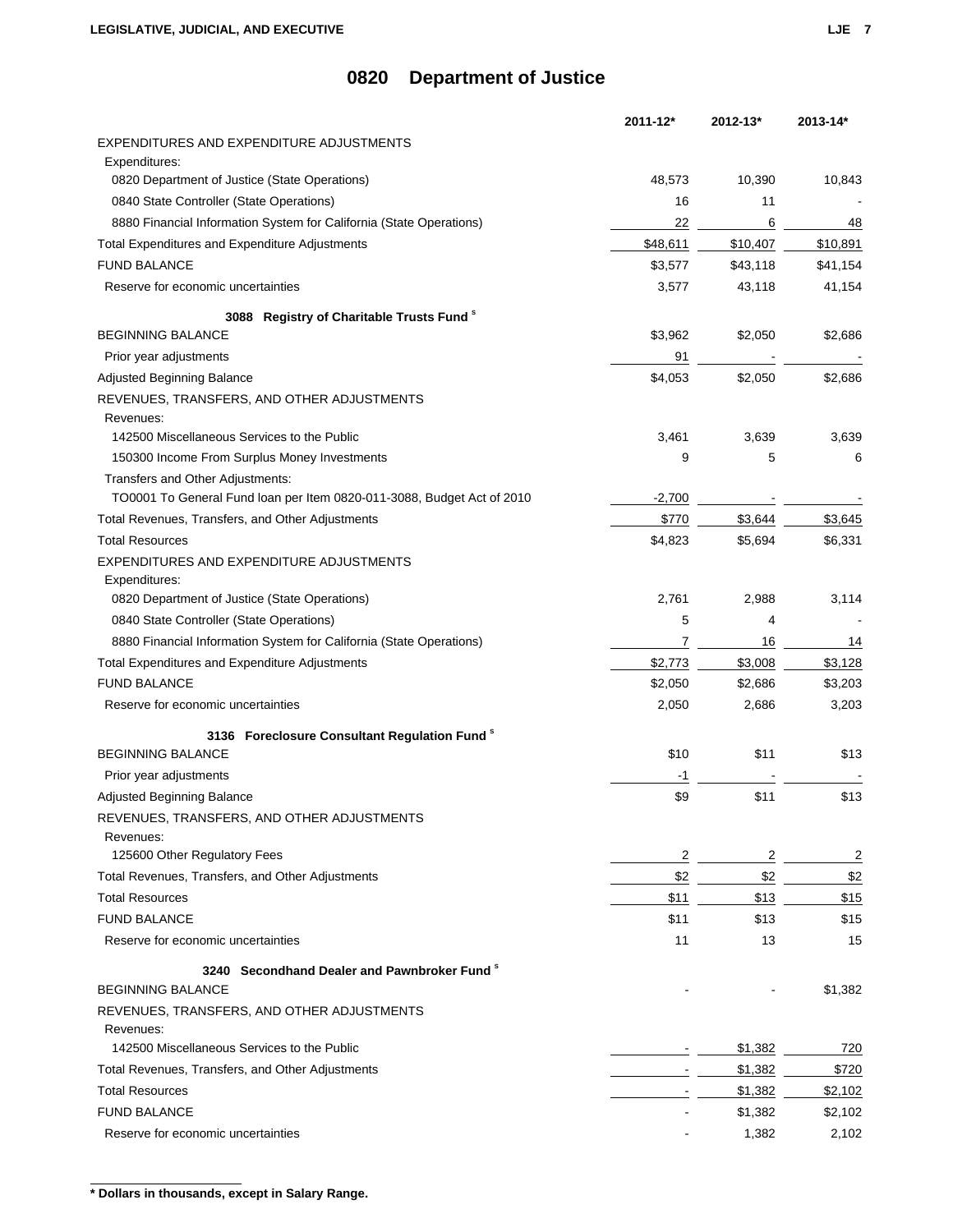# 0820 Department of Justice

| | 2011-12* | 2012-13* | 2013-14* |
|---|---|---|---|
| EXPENDITURES AND EXPENDITURE ADJUSTMENTS | | | |
| Expenditures: | | | |
| 0820 Department of Justice (State Operations) | 48,573 | 10,390 | 10,843 |
| 0840 State Controller (State Operations) | 16 | 11 | - |
| 8880 Financial Information System for California (State Operations) | 22 | 6 | 48 |
| Total Expenditures and Expenditure Adjustments | $48,611 | $10,407 | $10,891 |
| FUND BALANCE | $3,577 | $43,118 | $41,154 |
| Reserve for economic uncertainties | 3,577 | 43,118 | 41,154 |
| **3088 Registry of Charitable Trusts Fund** [s] | | | |
| BEGINNING BALANCE | $3,962 | $2,050 | $2,686 |
| Prior year adjustments | 91 | - | - |
| Adjusted Beginning Balance | $4,053 | $2,050 | $2,686 |
| REVENUES, TRANSFERS, AND OTHER ADJUSTMENTS | | | |
| Revenues: | | | |
| 142500 Miscellaneous Services to the Public | 3,461 | 3,639 | 3,639 |
| 150300 Income From Surplus Money Investments | 9 | 5 | 6 |
| Transfers and Other Adjustments: | | | |
| TO0001 To General Fund loan per Item 0820-011-3088, Budget Act of 2010 | -2,700 | - | - |
| Total Revenues, Transfers, and Other Adjustments | $770 | $3,644 | $3,645 |
| Total Resources | $4,823 | $5,694 | $6,331 |
| EXPENDITURES AND EXPENDITURE ADJUSTMENTS | | | |
| Expenditures: | | | |
| 0820 Department of Justice (State Operations) | 2,761 | 2,988 | 3,114 |
| 0840 State Controller (State Operations) | 5 | 4 | - |
| 8880 Financial Information System for California (State Operations) | 7 | 16 | 14 |
| Total Expenditures and Expenditure Adjustments | $2,773 | $3,008 | $3,128 |
| FUND BALANCE | $2,050 | $2,686 | $3,203 |
| Reserve for economic uncertainties | 2,050 | 2,686 | 3,203 |
| **3136 Foreclosure Consultant Regulation Fund** [s] | | | |
| BEGINNING BALANCE | $10 | $11 | $13 |
| Prior year adjustments | -1 | - | - |
| Adjusted Beginning Balance | $9 | $11 | $13 |
| REVENUES, TRANSFERS, AND OTHER ADJUSTMENTS | | | |
| Revenues: | | | |
| 125600 Other Regulatory Fees | 2 | 2 | 2 |
| Total Revenues, Transfers, and Other Adjustments | $2 | $2 | $2 |
| Total Resources | $11 | $13 | $15 |
| FUND BALANCE | $11 | $13 | $15 |
| Reserve for economic uncertainties | 11 | 13 | 15 |
| **3240 Secondhand Dealer and Pawnbroker Fund** [s] | | | |
| BEGINNING BALANCE | - | - | $1,382 |
| REVENUES, TRANSFERS, AND OTHER ADJUSTMENTS | | | |
| Revenues: | | | |
| 142500 Miscellaneous Services to the Public | - | $1,382 | 720 |
| Total Revenues, Transfers, and Other Adjustments | - | $1,382 | $720 |
| Total Resources | - | $1,382 | $2,102 |
| FUND BALANCE | - | $1,382 | $2,102 |
| Reserve for economic uncertainties | - | 1,382 | 2,102 |

**\* Dollars in thousands, except in Salary Range.**